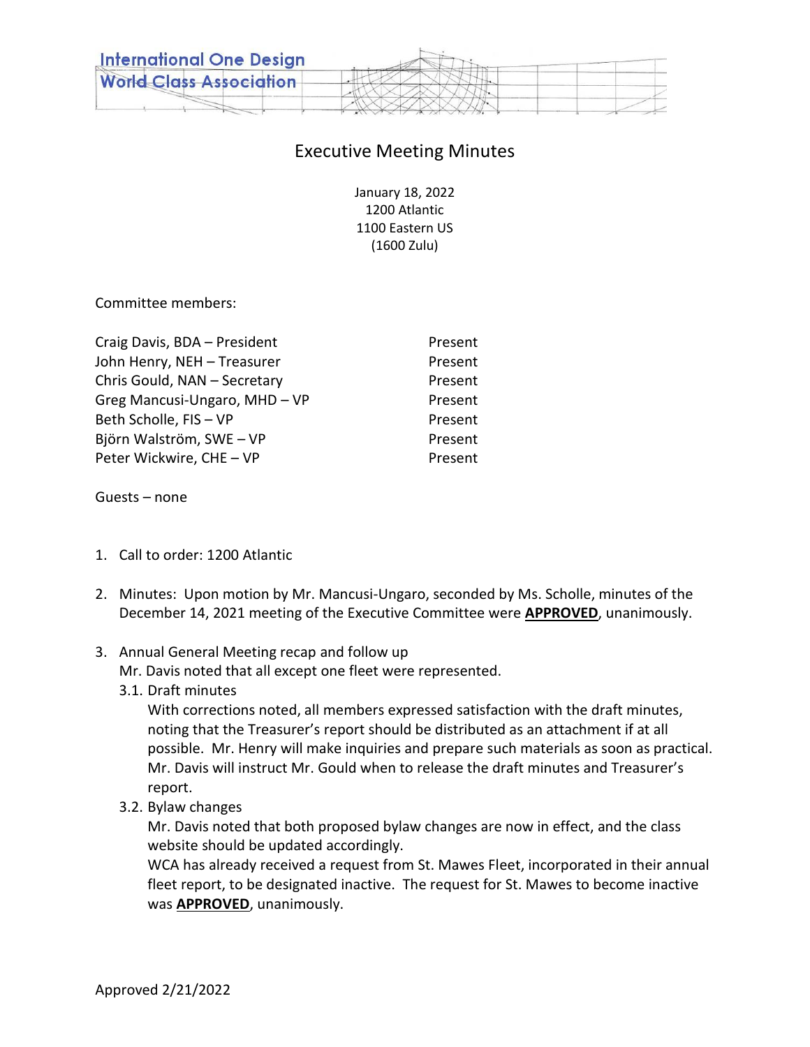International One Design
World Class Association

# Executive Meeting Minutes

January 18, 2022
1200 Atlantic
1100 Eastern US
(1600 Zulu)

Committee members:

| | |
|---|---|
| Craig Davis, BDA – President | Present |
| John Henry, NEH – Treasurer | Present |
| Chris Gould, NAN – Secretary | Present |
| Greg Mancusi-Ungaro, MHD – VP | Present |
| Beth Scholle, FIS – VP | Present |
| Björn Walström, SWE – VP | Present |
| Peter Wickwire, CHE – VP | Present |

Guests – none

1. Call to order: 1200 Atlantic

2. Minutes: Upon motion by Mr. Mancusi-Ungaro, seconded by Ms. Scholle, minutes of the December 14, 2021 meeting of the Executive Committee were **APPROVED**, unanimously.

3. Annual General Meeting recap and follow up
   Mr. Davis noted that all except one fleet were represented.
   3.1. Draft minutes
      With corrections noted, all members expressed satisfaction with the draft minutes, noting that the Treasurer's report should be distributed as an attachment if at all possible. Mr. Henry will make inquiries and prepare such materials as soon as practical. Mr. Davis will instruct Mr. Gould when to release the draft minutes and Treasurer's report.
   3.2. Bylaw changes
      Mr. Davis noted that both proposed bylaw changes are now in effect, and the class website should be updated accordingly.
      WCA has already received a request from St. Mawes Fleet, incorporated in their annual fleet report, to be designated inactive. The request for St. Mawes to become inactive was **APPROVED**, unanimously.

Approved 2/21/2022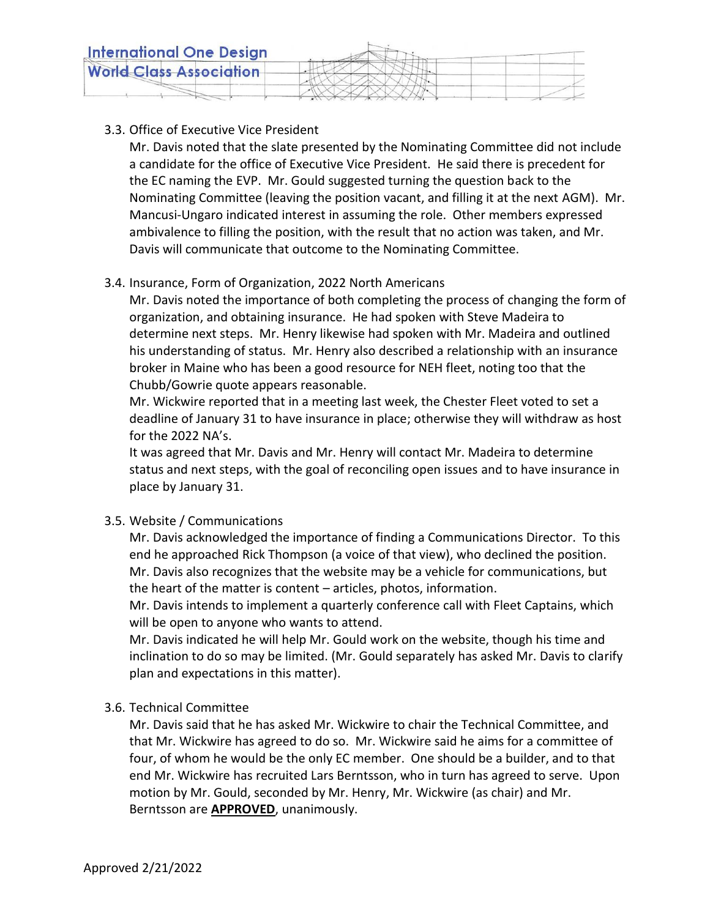### 3.3. Office of Executive Vice President

Mr. Davis noted that the slate presented by the Nominating Committee did not include a candidate for the office of Executive Vice President. He said there is precedent for the EC naming the EVP. Mr. Gould suggested turning the question back to the Nominating Committee (leaving the position vacant, and filling it at the next AGM). Mr. Mancusi-Ungaro indicated interest in assuming the role. Other members expressed ambivalence to filling the position, with the result that no action was taken, and Mr. Davis will communicate that outcome to the Nominating Committee.

### 3.4. Insurance, Form of Organization, 2022 North Americans

Mr. Davis noted the importance of both completing the process of changing the form of organization, and obtaining insurance. He had spoken with Steve Madeira to determine next steps. Mr. Henry likewise had spoken with Mr. Madeira and outlined his understanding of status. Mr. Henry also described a relationship with an insurance broker in Maine who has been a good resource for NEH fleet, noting too that the Chubb/Gowrie quote appears reasonable.

Mr. Wickwire reported that in a meeting last week, the Chester Fleet voted to set a deadline of January 31 to have insurance in place; otherwise they will withdraw as host for the 2022 NA's.

It was agreed that Mr. Davis and Mr. Henry will contact Mr. Madeira to determine status and next steps, with the goal of reconciling open issues and to have insurance in place by January 31.

### 3.5. Website / Communications

Mr. Davis acknowledged the importance of finding a Communications Director. To this end he approached Rick Thompson (a voice of that view), who declined the position. Mr. Davis also recognizes that the website may be a vehicle for communications, but the heart of the matter is content – articles, photos, information.

Mr. Davis intends to implement a quarterly conference call with Fleet Captains, which will be open to anyone who wants to attend.

Mr. Davis indicated he will help Mr. Gould work on the website, though his time and inclination to do so may be limited. (Mr. Gould separately has asked Mr. Davis to clarify plan and expectations in this matter).

### 3.6. Technical Committee

Mr. Davis said that he has asked Mr. Wickwire to chair the Technical Committee, and that Mr. Wickwire has agreed to do so. Mr. Wickwire said he aims for a committee of four, of whom he would be the only EC member. One should be a builder, and to that end Mr. Wickwire has recruited Lars Berntsson, who in turn has agreed to serve. Upon motion by Mr. Gould, seconded by Mr. Henry, Mr. Wickwire (as chair) and Mr. Berntsson are **APPROVED**, unanimously.

Approved 2/21/2022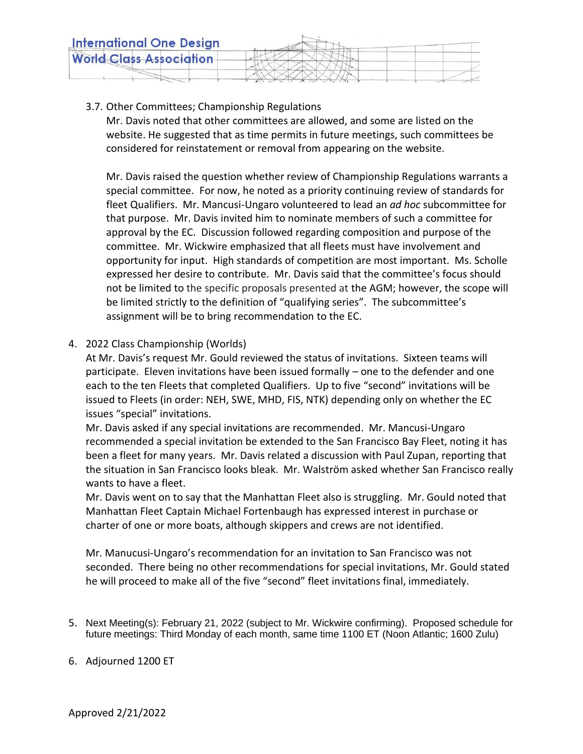3.7. Other Committees; Championship Regulations

Mr. Davis noted that other committees are allowed, and some are listed on the website. He suggested that as time permits in future meetings, such committees be considered for reinstatement or removal from appearing on the website.

Mr. Davis raised the question whether review of Championship Regulations warrants a special committee. For now, he noted as a priority continuing review of standards for fleet Qualifiers. Mr. Mancusi-Ungaro volunteered to lead an *ad hoc* subcommittee for that purpose. Mr. Davis invited him to nominate members of such a committee for approval by the EC. Discussion followed regarding composition and purpose of the committee. Mr. Wickwire emphasized that all fleets must have involvement and opportunity for input. High standards of competition are most important. Ms. Scholle expressed her desire to contribute. Mr. Davis said that the committee's focus should not be limited to the specific proposals presented at the AGM; however, the scope will be limited strictly to the definition of "qualifying series". The subcommittee's assignment will be to bring recommendation to the EC.

4. 2022 Class Championship (Worlds)

At Mr. Davis's request Mr. Gould reviewed the status of invitations. Sixteen teams will participate. Eleven invitations have been issued formally – one to the defender and one each to the ten Fleets that completed Qualifiers. Up to five "second" invitations will be issued to Fleets (in order: NEH, SWE, MHD, FIS, NTK) depending only on whether the EC issues "special" invitations.

Mr. Davis asked if any special invitations are recommended. Mr. Mancusi-Ungaro recommended a special invitation be extended to the San Francisco Bay Fleet, noting it has been a fleet for many years. Mr. Davis related a discussion with Paul Zupan, reporting that the situation in San Francisco looks bleak. Mr. Walström asked whether San Francisco really wants to have a fleet.

Mr. Davis went on to say that the Manhattan Fleet also is struggling. Mr. Gould noted that Manhattan Fleet Captain Michael Fortenbaugh has expressed interest in purchase or charter of one or more boats, although skippers and crews are not identified.

Mr. Manucusi-Ungaro's recommendation for an invitation to San Francisco was not seconded. There being no other recommendations for special invitations, Mr. Gould stated he will proceed to make all of the five "second" fleet invitations final, immediately.

5. Next Meeting(s): February 21, 2022 (subject to Mr. Wickwire confirming). Proposed schedule for future meetings: Third Monday of each month, same time 1100 ET (Noon Atlantic; 1600 Zulu)

6. Adjourned 1200 ET

Approved 2/21/2022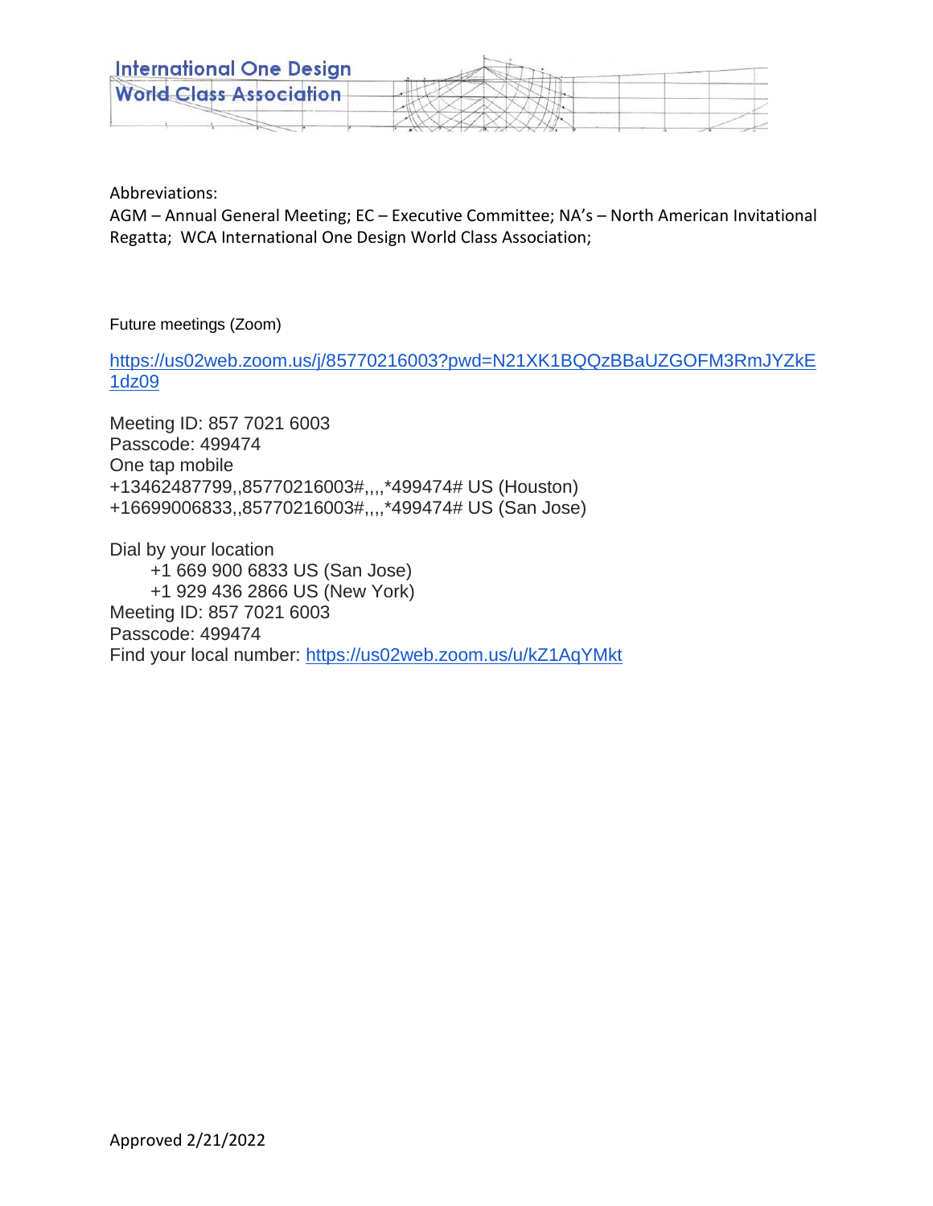Abbreviations:
AGM – Annual General Meeting; EC – Executive Committee; NA's – North American Invitational Regatta; WCA International One Design World Class Association;

Future meetings (Zoom)

https://us02web.zoom.us/j/85770216003?pwd=N21XK1BQQzBBaUZGOFM3RmJYZkE1dz09

Meeting ID: 857 7021 6003
Passcode: 499474
One tap mobile
+13462487799,,85770216003#,,,,*499474# US (Houston)
+16699006833,,85770216003#,,,,*499474# US (San Jose)

Dial by your location
+1 669 900 6833 US (San Jose)
+1 929 436 2866 US (New York)
Meeting ID: 857 7021 6003
Passcode: 499474
Find your local number: https://us02web.zoom.us/u/kZ1AqYMkt

Approved 2/21/2022